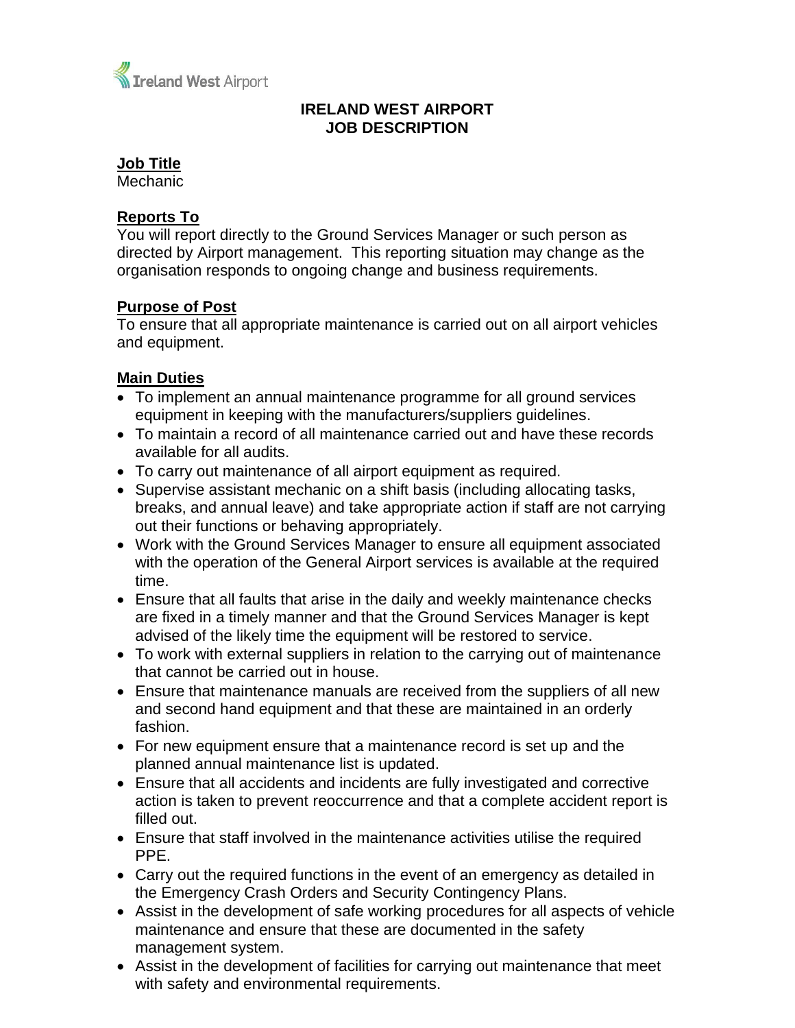# IRELAND WEST AIRPORT
# JOB DESCRIPTION

## Job Title
Mechanic

## Reports To
You will report directly to the Ground Services Manager or such person as directed by Airport management. This reporting situation may change as the organisation responds to ongoing change and business requirements.

## Purpose of Post
To ensure that all appropriate maintenance is carried out on all airport vehicles and equipment.

## Main Duties
- To implement an annual maintenance programme for all ground services equipment in keeping with the manufacturers/suppliers guidelines.
- To maintain a record of all maintenance carried out and have these records available for all audits.
- To carry out maintenance of all airport equipment as required.
- Supervise assistant mechanic on a shift basis (including allocating tasks, breaks, and annual leave) and take appropriate action if staff are not carrying out their functions or behaving appropriately.
- Work with the Ground Services Manager to ensure all equipment associated with the operation of the General Airport services is available at the required time.
- Ensure that all faults that arise in the daily and weekly maintenance checks are fixed in a timely manner and that the Ground Services Manager is kept advised of the likely time the equipment will be restored to service.
- To work with external suppliers in relation to the carrying out of maintenance that cannot be carried out in house.
- Ensure that maintenance manuals are received from the suppliers of all new and second hand equipment and that these are maintained in an orderly fashion.
- For new equipment ensure that a maintenance record is set up and the planned annual maintenance list is updated.
- Ensure that all accidents and incidents are fully investigated and corrective action is taken to prevent reoccurrence and that a complete accident report is filled out.
- Ensure that staff involved in the maintenance activities utilise the required PPE.
- Carry out the required functions in the event of an emergency as detailed in the Emergency Crash Orders and Security Contingency Plans.
- Assist in the development of safe working procedures for all aspects of vehicle maintenance and ensure that these are documented in the safety management system.
- Assist in the development of facilities for carrying out maintenance that meet with safety and environmental requirements.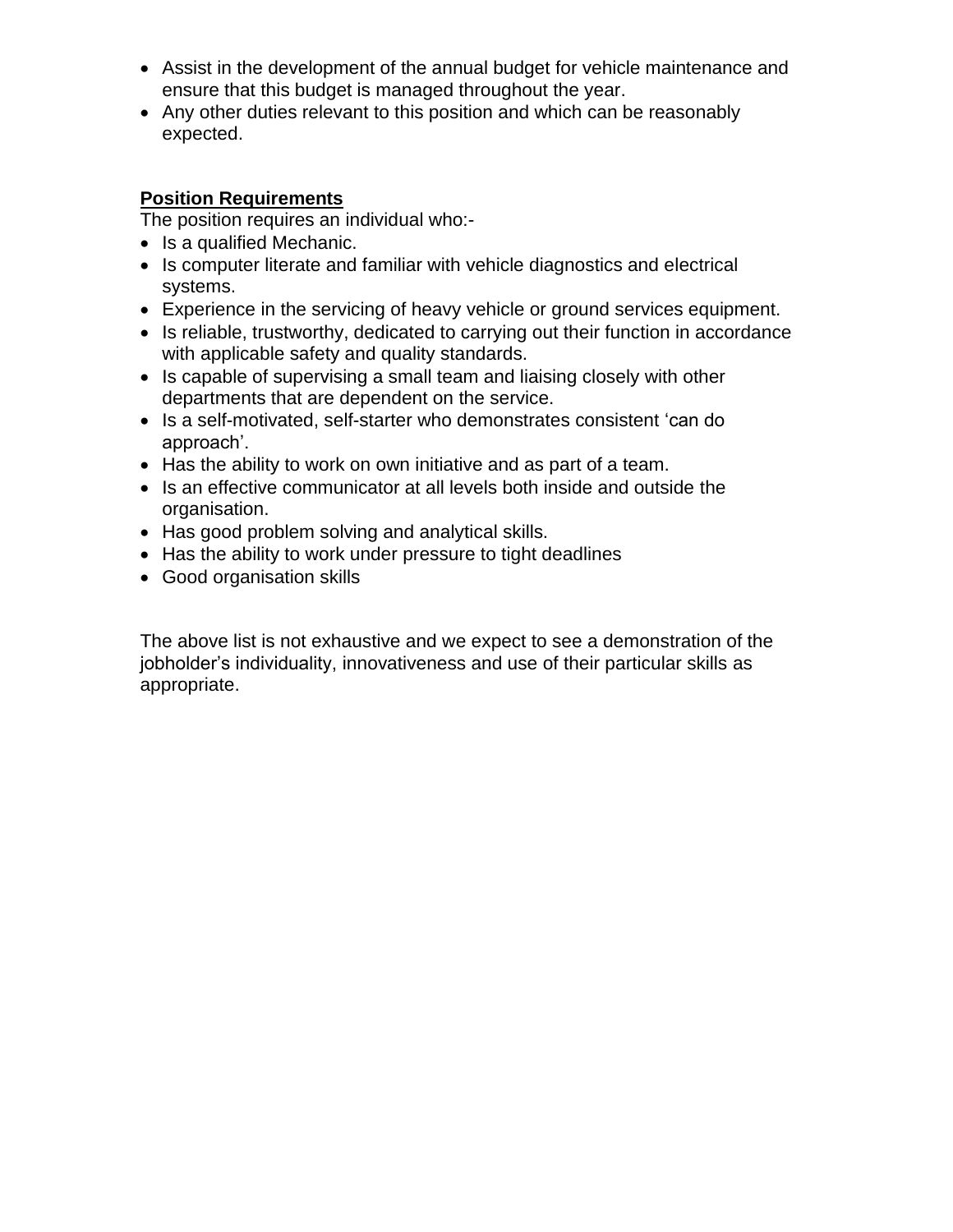- Assist in the development of the annual budget for vehicle maintenance and ensure that this budget is managed throughout the year.
- Any other duties relevant to this position and which can be reasonably expected.

**Position Requirements**

The position requires an individual who:-

- Is a qualified Mechanic.
- Is computer literate and familiar with vehicle diagnostics and electrical systems.
- Experience in the servicing of heavy vehicle or ground services equipment.
- Is reliable, trustworthy, dedicated to carrying out their function in accordance with applicable safety and quality standards.
- Is capable of supervising a small team and liaising closely with other departments that are dependent on the service.
- Is a self-motivated, self-starter who demonstrates consistent 'can do approach'.
- Has the ability to work on own initiative and as part of a team.
- Is an effective communicator at all levels both inside and outside the organisation.
- Has good problem solving and analytical skills.
- Has the ability to work under pressure to tight deadlines
- Good organisation skills

The above list is not exhaustive and we expect to see a demonstration of the jobholder's individuality, innovativeness and use of their particular skills as appropriate.